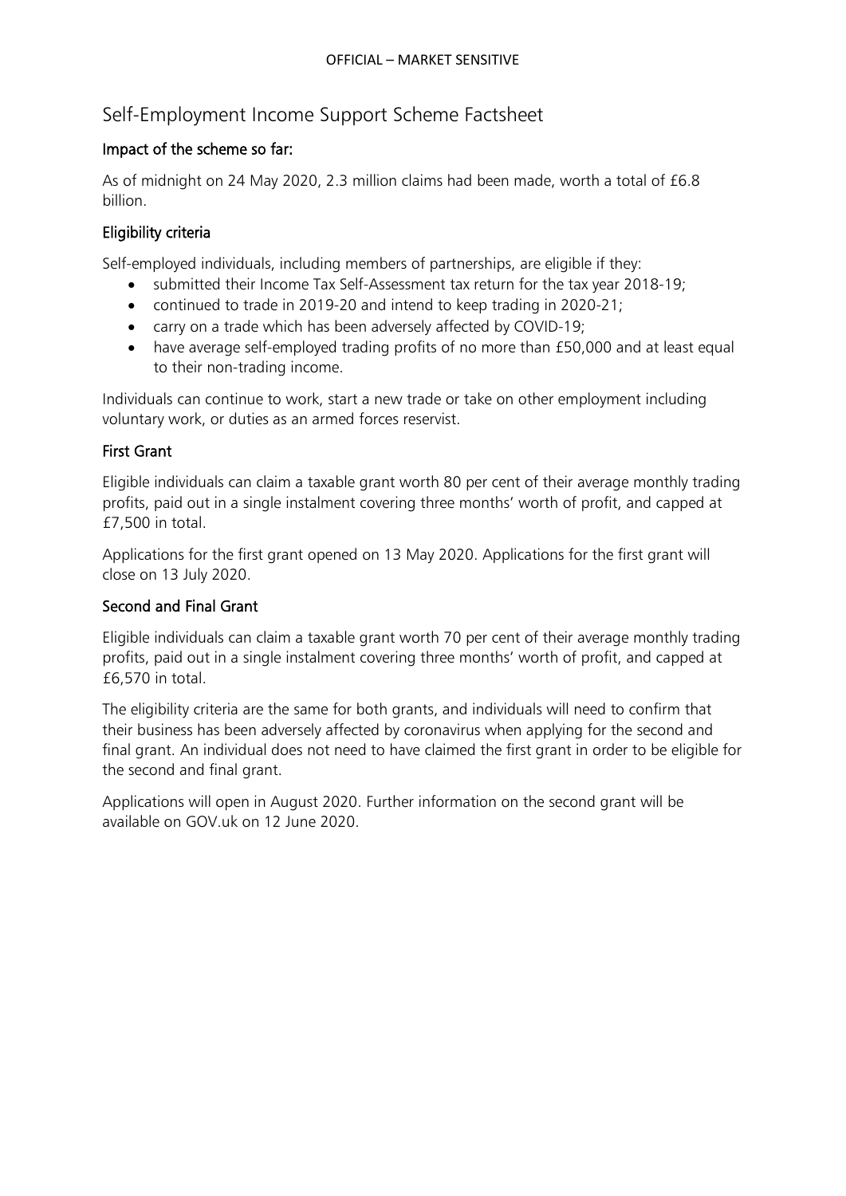OFFICIAL – MARKET SENSITIVE

# Self-Employment Income Support Scheme Factsheet

## Impact of the scheme so far:

As of midnight on 24 May 2020, 2.3 million claims had been made, worth a total of £6.8 billion.

## Eligibility criteria

Self-employed individuals, including members of partnerships, are eligible if they:

- submitted their Income Tax Self-Assessment tax return for the tax year 2018-19;
- continued to trade in 2019-20 and intend to keep trading in 2020-21;
- carry on a trade which has been adversely affected by COVID-19;
- have average self-employed trading profits of no more than £50,000 and at least equal to their non-trading income.

Individuals can continue to work, start a new trade or take on other employment including voluntary work, or duties as an armed forces reservist.

## First Grant

Eligible individuals can claim a taxable grant worth 80 per cent of their average monthly trading profits, paid out in a single instalment covering three months' worth of profit, and capped at £7,500 in total.

Applications for the first grant opened on 13 May 2020. Applications for the first grant will close on 13 July 2020.

## Second and Final Grant

Eligible individuals can claim a taxable grant worth 70 per cent of their average monthly trading profits, paid out in a single instalment covering three months' worth of profit, and capped at £6,570 in total.

The eligibility criteria are the same for both grants, and individuals will need to confirm that their business has been adversely affected by coronavirus when applying for the second and final grant. An individual does not need to have claimed the first grant in order to be eligible for the second and final grant.

Applications will open in August 2020. Further information on the second grant will be available on GOV.uk on 12 June 2020.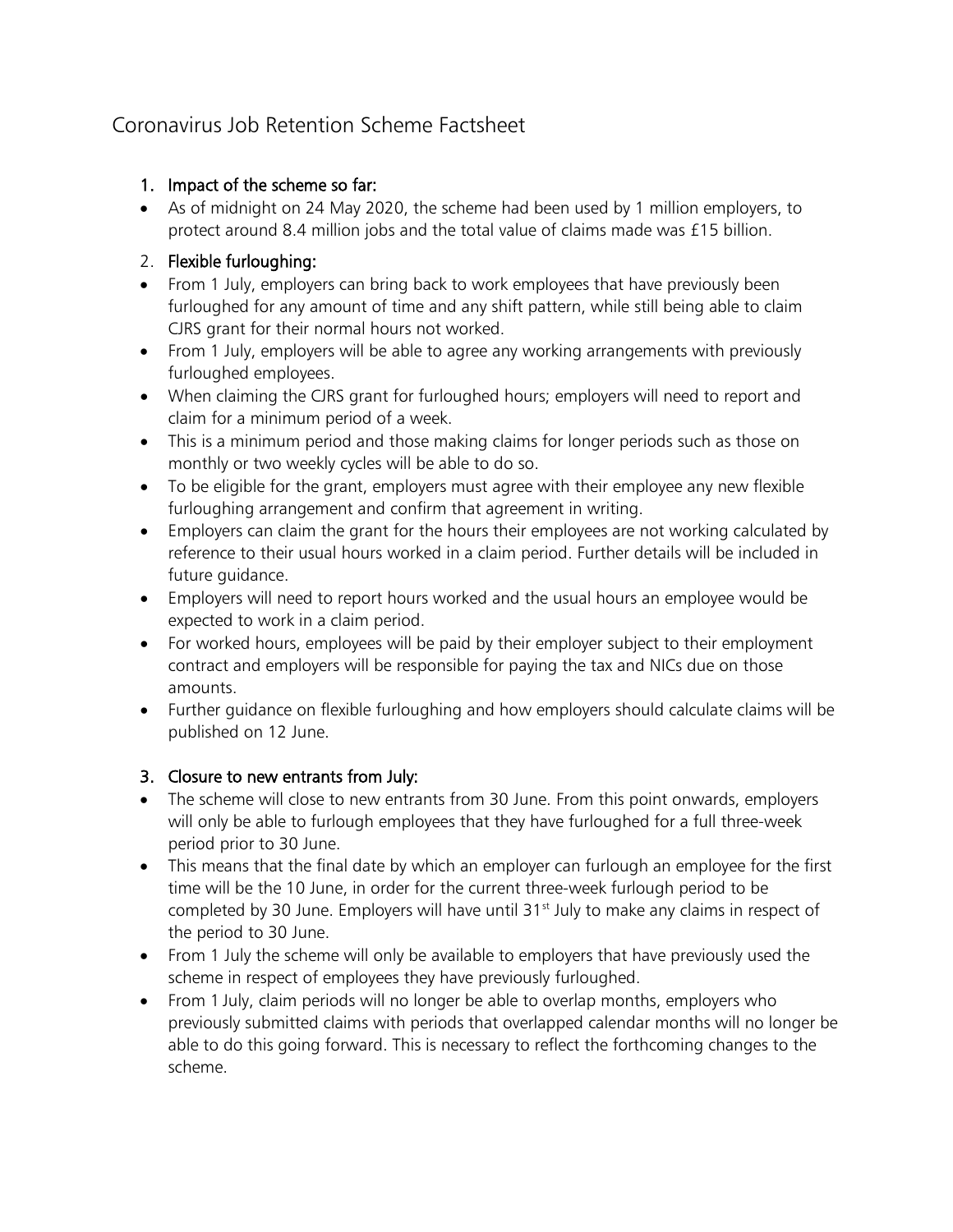# Coronavirus Job Retention Scheme Factsheet

1. **Impact of the scheme so far:**

- As of midnight on 24 May 2020, the scheme had been used by 1 million employers, to protect around 8.4 million jobs and the total value of claims made was £15 billion.

2. **Flexible furloughing:**

- From 1 July, employers can bring back to work employees that have previously been furloughed for any amount of time and any shift pattern, while still being able to claim CJRS grant for their normal hours not worked.
- From 1 July, employers will be able to agree any working arrangements with previously furloughed employees.
- When claiming the CJRS grant for furloughed hours; employers will need to report and claim for a minimum period of a week.
- This is a minimum period and those making claims for longer periods such as those on monthly or two weekly cycles will be able to do so.
- To be eligible for the grant, employers must agree with their employee any new flexible furloughing arrangement and confirm that agreement in writing.
- Employers can claim the grant for the hours their employees are not working calculated by reference to their usual hours worked in a claim period. Further details will be included in future guidance.
- Employers will need to report hours worked and the usual hours an employee would be expected to work in a claim period.
- For worked hours, employees will be paid by their employer subject to their employment contract and employers will be responsible for paying the tax and NICs due on those amounts.
- Further guidance on flexible furloughing and how employers should calculate claims will be published on 12 June.

3. **Closure to new entrants from July:**

- The scheme will close to new entrants from 30 June. From this point onwards, employers will only be able to furlough employees that they have furloughed for a full three-week period prior to 30 June.
- This means that the final date by which an employer can furlough an employee for the first time will be the 10 June, in order for the current three-week furlough period to be completed by 30 June. Employers will have until 31st July to make any claims in respect of the period to 30 June.
- From 1 July the scheme will only be available to employers that have previously used the scheme in respect of employees they have previously furloughed.
- From 1 July, claim periods will no longer be able to overlap months, employers who previously submitted claims with periods that overlapped calendar months will no longer be able to do this going forward. This is necessary to reflect the forthcoming changes to the scheme.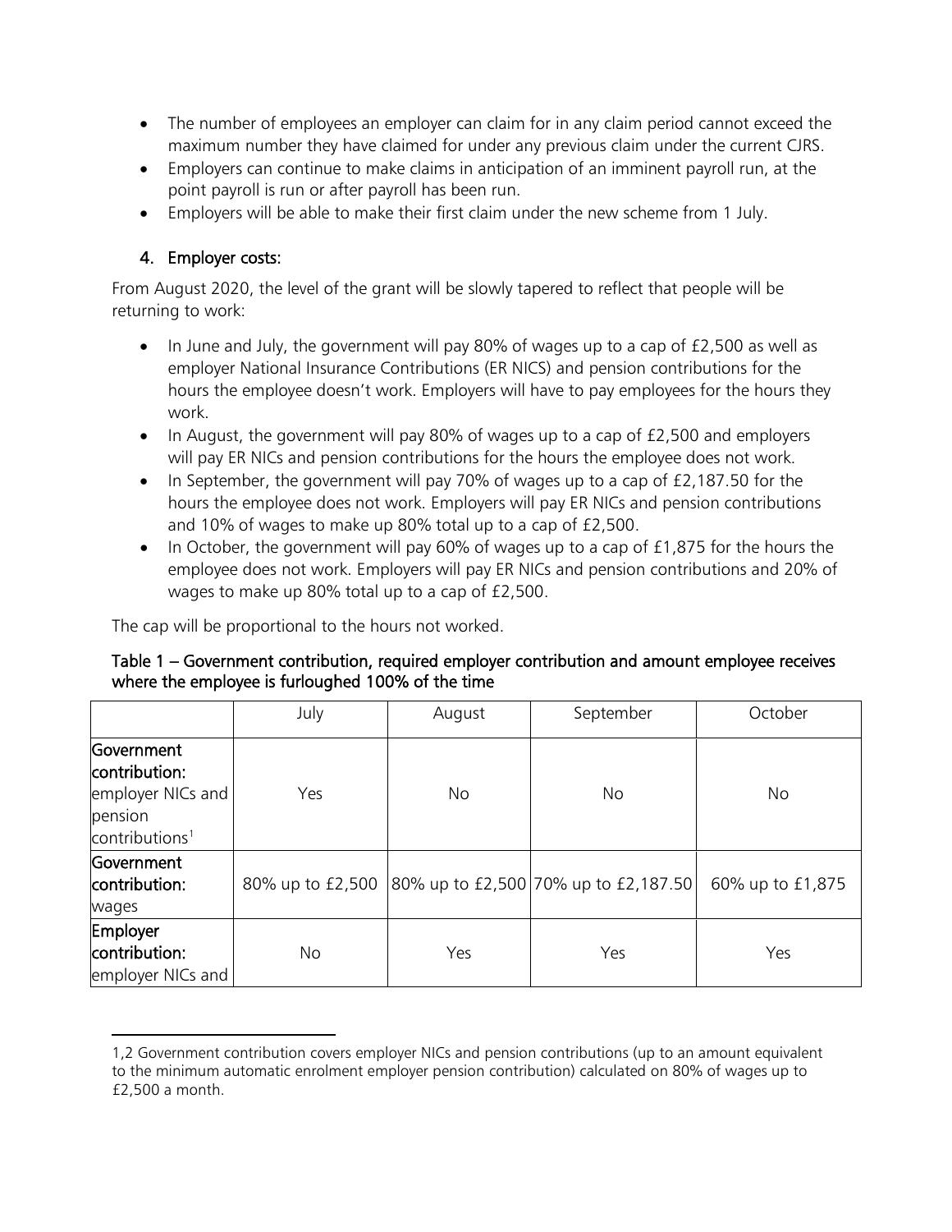- The number of employees an employer can claim for in any claim period cannot exceed the maximum number they have claimed for under any previous claim under the current CJRS.
- Employers can continue to make claims in anticipation of an imminent payroll run, at the point payroll is run or after payroll has been run.
- Employers will be able to make their first claim under the new scheme from 1 July.

## 4. Employer costs:

From August 2020, the level of the grant will be slowly tapered to reflect that people will be returning to work:

- In June and July, the government will pay 80% of wages up to a cap of £2,500 as well as employer National Insurance Contributions (ER NICS) and pension contributions for the hours the employee doesn't work. Employers will have to pay employees for the hours they work.
- In August, the government will pay 80% of wages up to a cap of £2,500 and employers will pay ER NICs and pension contributions for the hours the employee does not work.
- In September, the government will pay 70% of wages up to a cap of £2,187.50 for the hours the employee does not work. Employers will pay ER NICs and pension contributions and 10% of wages to make up 80% total up to a cap of £2,500.
- In October, the government will pay 60% of wages up to a cap of £1,875 for the hours the employee does not work. Employers will pay ER NICs and pension contributions and 20% of wages to make up 80% total up to a cap of £2,500.

The cap will be proportional to the hours not worked.

**Table 1 – Government contribution, required employer contribution and amount employee receives where the employee is furloughed 100% of the time**

| | July | August | September | October |
|---|---|---|---|---|
| **Government contribution:** employer NICs and pension contributions[1] | Yes | No | No | No |
| **Government contribution:** wages | 80% up to £2,500 | 80% up to £2,500 | 70% up to £2,187.50 | 60% up to £1,875 |
| **Employer contribution:** employer NICs and | No | Yes | Yes | Yes |

1,2 Government contribution covers employer NICs and pension contributions (up to an amount equivalent to the minimum automatic enrolment employer pension contribution) calculated on 80% of wages up to £2,500 a month.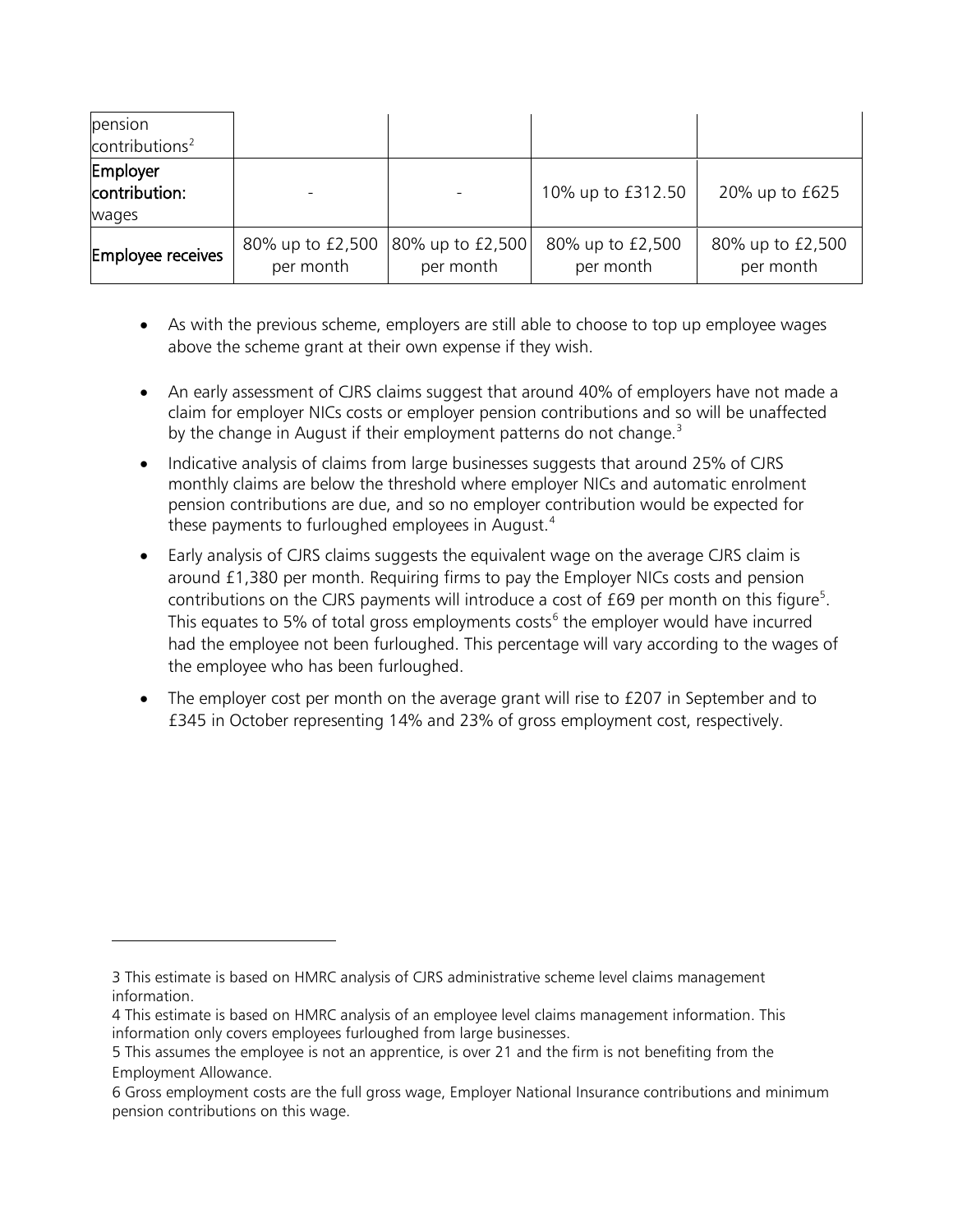| pension contributions[2] | | | | |
|---|---|---|---|---|
| Employer contribution: wages | - | - | 10% up to £312.50 | 20% up to £625 |
| Employee receives | 80% up to £2,500 per month | 80% up to £2,500 per month | 80% up to £2,500 per month | 80% up to £2,500 per month |

- As with the previous scheme, employers are still able to choose to top up employee wages above the scheme grant at their own expense if they wish.
- An early assessment of CJRS claims suggest that around 40% of employers have not made a claim for employer NICs costs or employer pension contributions and so will be unaffected by the change in August if their employment patterns do not change.[3]
- Indicative analysis of claims from large businesses suggests that around 25% of CJRS monthly claims are below the threshold where employer NICs and automatic enrolment pension contributions are due, and so no employer contribution would be expected for these payments to furloughed employees in August.[4]
- Early analysis of CJRS claims suggests the equivalent wage on the average CJRS claim is around £1,380 per month. Requiring firms to pay the Employer NICs costs and pension contributions on the CJRS payments will introduce a cost of £69 per month on this figure[5]. This equates to 5% of total gross employments costs[6] the employer would have incurred had the employee not been furloughed. This percentage will vary according to the wages of the employee who has been furloughed.
- The employer cost per month on the average grant will rise to £207 in September and to £345 in October representing 14% and 23% of gross employment cost, respectively.

---

3 This estimate is based on HMRC analysis of CJRS administrative scheme level claims management information.

4 This estimate is based on HMRC analysis of an employee level claims management information. This information only covers employees furloughed from large businesses.

5 This assumes the employee is not an apprentice, is over 21 and the firm is not benefiting from the Employment Allowance.

6 Gross employment costs are the full gross wage, Employer National Insurance contributions and minimum pension contributions on this wage.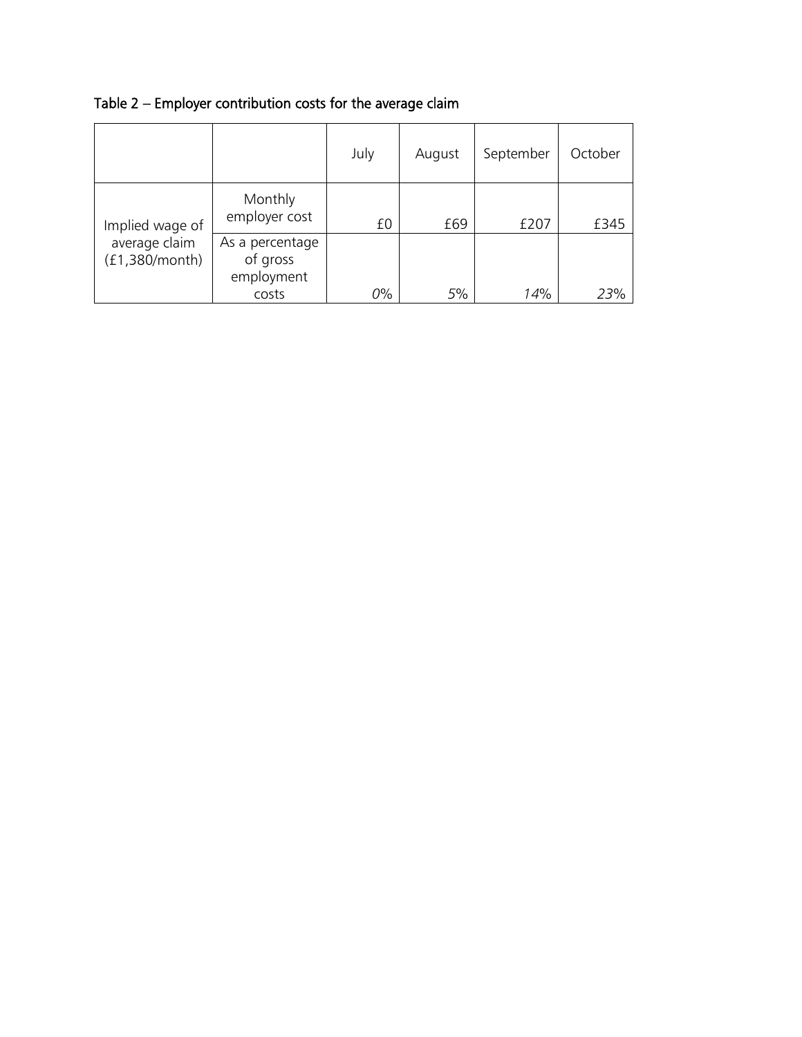Table 2 – Employer contribution costs for the average claim

| | | July | August | September | October |
|---|---|---|---|---|---|
| Implied wage of average claim (£1,380/month) | Monthly employer cost | £0 | £69 | £207 | £345 |
| | As a percentage of gross employment costs | *0%* | *5%* | *14%* | *23%* |